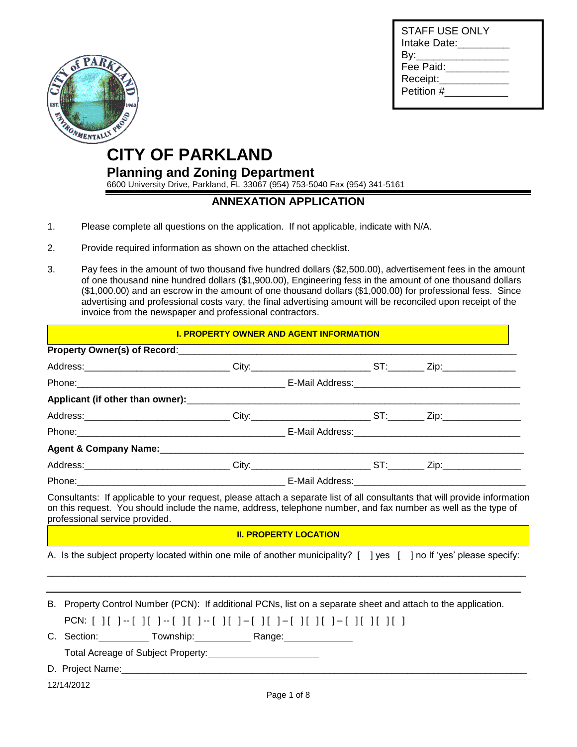| STAFF USE ONLY |
|---|
| Intake Date:_________ |
| By:_______________ |
| Fee Paid:__________ |
| Receipt:___________ |
| Petition #__________ |

# CITY OF PARKLAND

## Planning and Zoning Department

6600 University Drive, Parkland, FL 33067 (954) 753-5040 Fax (954) 341-5161

## ANNEXATION APPLICATION

1. Please complete all questions on the application. If not applicable, indicate with N/A.
2. Provide required information as shown on the attached checklist.
3. Pay fees in the amount of two thousand five hundred dollars ($2,500.00), advertisement fees in the amount of one thousand nine hundred dollars ($1,900.00), Engineering fess in the amount of one thousand dollars ($1,000.00) and an escrow in the amount of one thousand dollars ($1,000.00) for professional fess. Since advertising and professional costs vary, the final advertising amount will be reconciled upon receipt of the invoice from the newspaper and professional contractors.

### I. PROPERTY OWNER AND AGENT INFORMATION

**Property Owner(s) of Record**:_______________________________________________

Address:___________________________ City:______________________ ST:_______ Zip:______________

Phone:______________________________________ E-Mail Address:______________________________

**Applicant (if other than owner):**_______________________________________________

Address:___________________________ City:______________________ ST:_______ Zip:______________

Phone:______________________________________ E-Mail Address:______________________________

**Agent & Company Name:**_______________________________________________

Address:___________________________ City:______________________ ST:_______ Zip:______________

Phone:______________________________________ E-Mail Address:______________________________

Consultants: If applicable to your request, please attach a separate list of all consultants that will provide information on this request. You should include the name, address, telephone number, and fax number as well as the type of professional service provided.

### II. PROPERTY LOCATION

A. Is the subject property located within one mile of another municipality? [ ] yes [ ] no If 'yes' please specify:

_______________________________________________________________________________

_______________________________________________________________________________

B. Property Control Number (PCN): If additional PCNs, list on a separate sheet and attach to the application.

PCN: [ ][ ]--[ ][ ]--[ ][ ]--[ ][ ]–[ ][ ]–[ ][ ][ ]–[ ][ ][ ][ ]

C. Section:_________ Township:__________ Range:____________

Total Acreage of Subject Property:____________________

D. Project Name:_______________________________________________________________

12/14/2012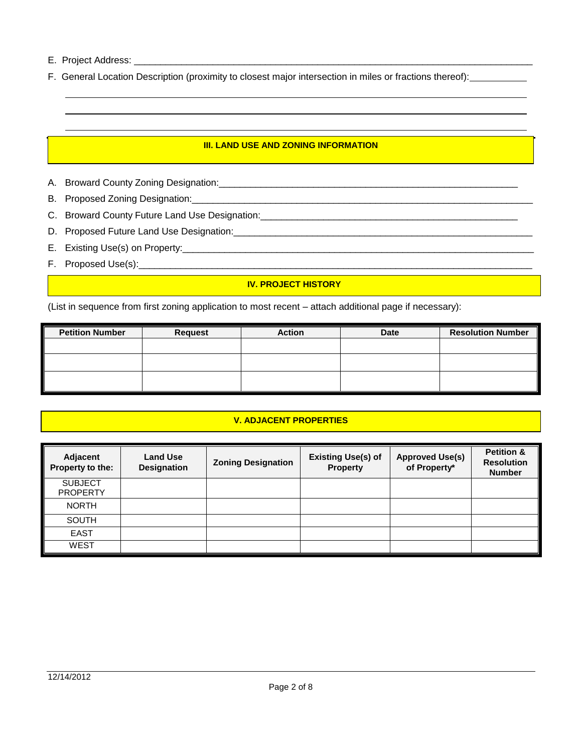E. Project Address: ___________________________________________________________________________

F. General Location Description (proximity to closest major intersection in miles or fractions thereof): ___________

_______________________________________________________________________________________

_______________________________________________________________________________________

_______________________________________________________________________________________

## III. LAND USE AND ZONING INFORMATION

A. Broward County Zoning Designation: ________________________________________________________

B. Proposed Zoning Designation: _____________________________________________________________

C. Broward County Future Land Use Designation: ______________________________________________

D. Proposed Future Land Use Designation: ____________________________________________________

E. Existing Use(s) on Property: ______________________________________________________________

F. Proposed Use(s): _______________________________________________________________________

## IV. PROJECT HISTORY

(List in sequence from first zoning application to most recent – attach additional page if necessary):

| Petition Number | Request | Action | Date | Resolution Number |
|---|---|---|---|---|
| | | | | |
| | | | | |
| | | | | |

## V. ADJACENT PROPERTIES

| Adjacent Property to the: | Land Use Designation | Zoning Designation | Existing Use(s) of Property | Approved Use(s) of Property* | Petition & Resolution Number |
|---|---|---|---|---|---|
| SUBJECT PROPERTY | | | | | |
| NORTH | | | | | |
| SOUTH | | | | | |
| EAST | | | | | |
| WEST | | | | | |

12/14/2012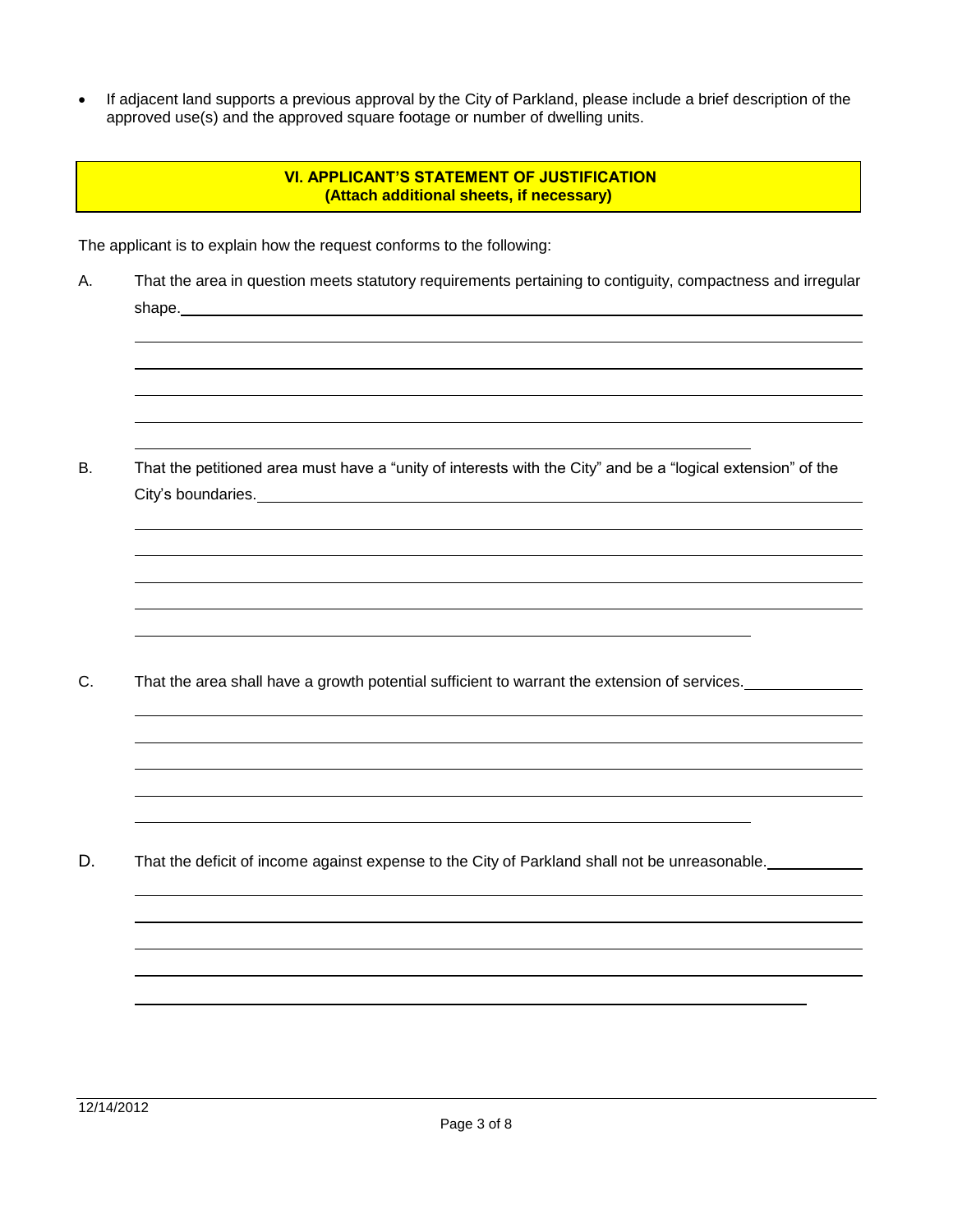- If adjacent land supports a previous approval by the City of Parkland, please include a brief description of the approved use(s) and the approved square footage or number of dwelling units.

## VI. APPLICANT'S STATEMENT OF JUSTIFICATION
**(Attach additional sheets, if necessary)**

The applicant is to explain how the request conforms to the following:

A. That the area in question meets statutory requirements pertaining to contiguity, compactness and irregular shape.

B. That the petitioned area must have a "unity of interests with the City" and be a "logical extension" of the City's boundaries.

C. That the area shall have a growth potential sufficient to warrant the extension of services.

D. That the deficit of income against expense to the City of Parkland shall not be unreasonable.

12/14/2012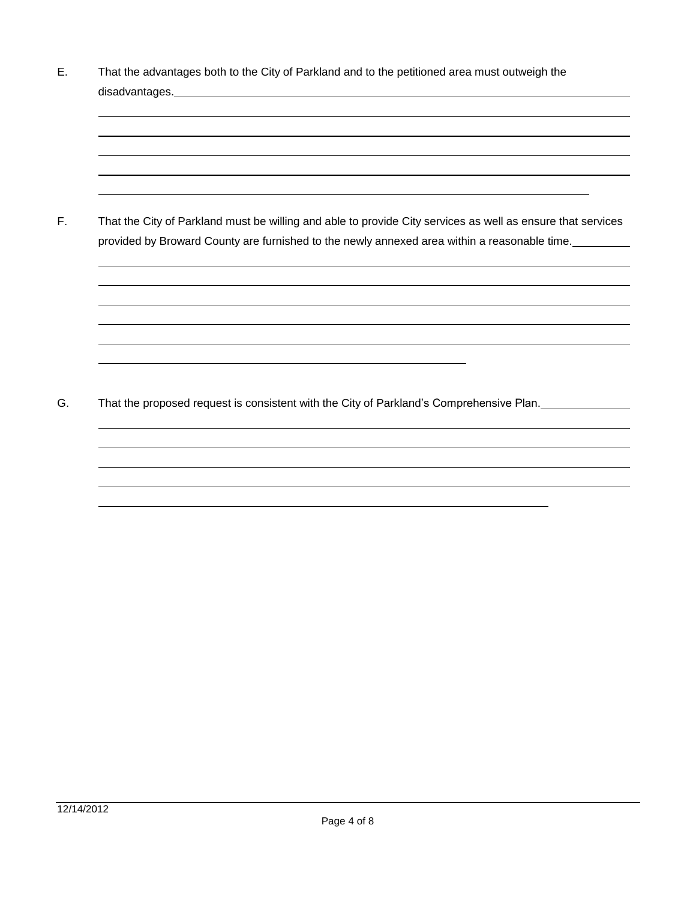E. That the advantages both to the City of Parkland and to the petitioned area must outweigh the disadvantages.

F. That the City of Parkland must be willing and able to provide City services as well as ensure that services provided by Broward County are furnished to the newly annexed area within a reasonable time.

G. That the proposed request is consistent with the City of Parkland's Comprehensive Plan.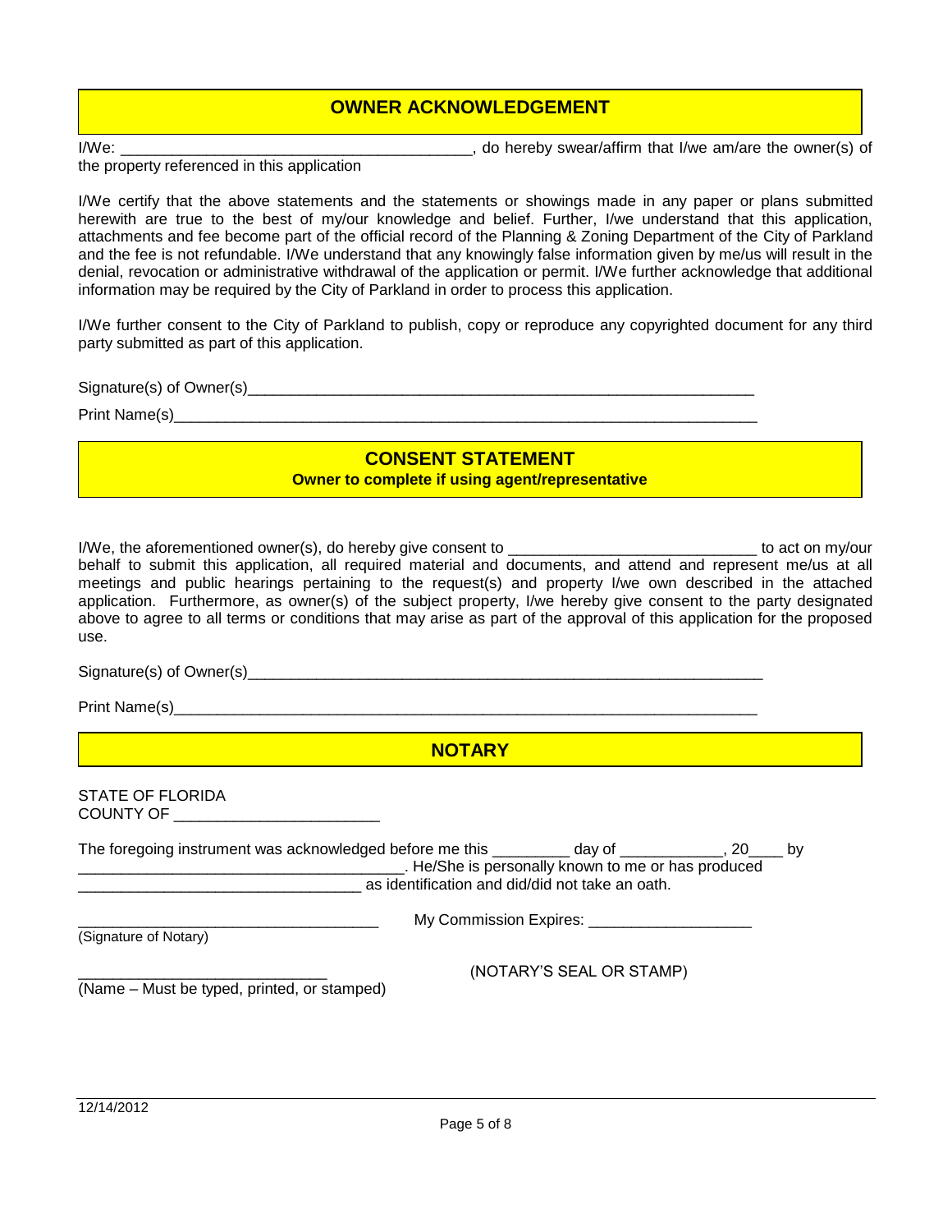## OWNER ACKNOWLEDGEMENT

I/We: ________________________________________, do hereby swear/affirm that I/we am/are the owner(s) of the property referenced in this application

I/We certify that the above statements and the statements or showings made in any paper or plans submitted herewith are true to the best of my/our knowledge and belief. Further, I/we understand that this application, attachments and fee become part of the official record of the Planning & Zoning Department of the City of Parkland and the fee is not refundable. I/We understand that any knowingly false information given by me/us will result in the denial, revocation or administrative withdrawal of the application or permit. I/We further acknowledge that additional information may be required by the City of Parkland in order to process this application.

I/We further consent to the City of Parkland to publish, copy or reproduce any copyrighted document for any third party submitted as part of this application.

Signature(s) of Owner(s)_____________________________________________________________

Print Name(s)____________________________________________________________________

## CONSENT STATEMENT

**Owner to complete if using agent/representative**

I/We, the aforementioned owner(s), do hereby give consent to ____________________________ to act on my/our behalf to submit this application, all required material and documents, and attend and represent me/us at all meetings and public hearings pertaining to the request(s) and property I/we own described in the attached application. Furthermore, as owner(s) of the subject property, I/we hereby give consent to the party designated above to agree to all terms or conditions that may arise as part of the approval of this application for the proposed use.

Signature(s) of Owner(s)______________________________________________________________

Print Name(s)____________________________________________________________________

## NOTARY

STATE OF FLORIDA
COUNTY OF _______________________

The foregoing instrument was acknowledged before me this _________ day of ____________, 20____ by ______________________________________. He/She is personally known to me or has produced _________________________________ as identification and did/did not take an oath.

___________________________________ My Commission Expires: __________________

(Signature of Notary)

_____________________________ (NOTARY'S SEAL OR STAMP)

(Name – Must be typed, printed, or stamped)

12/14/2012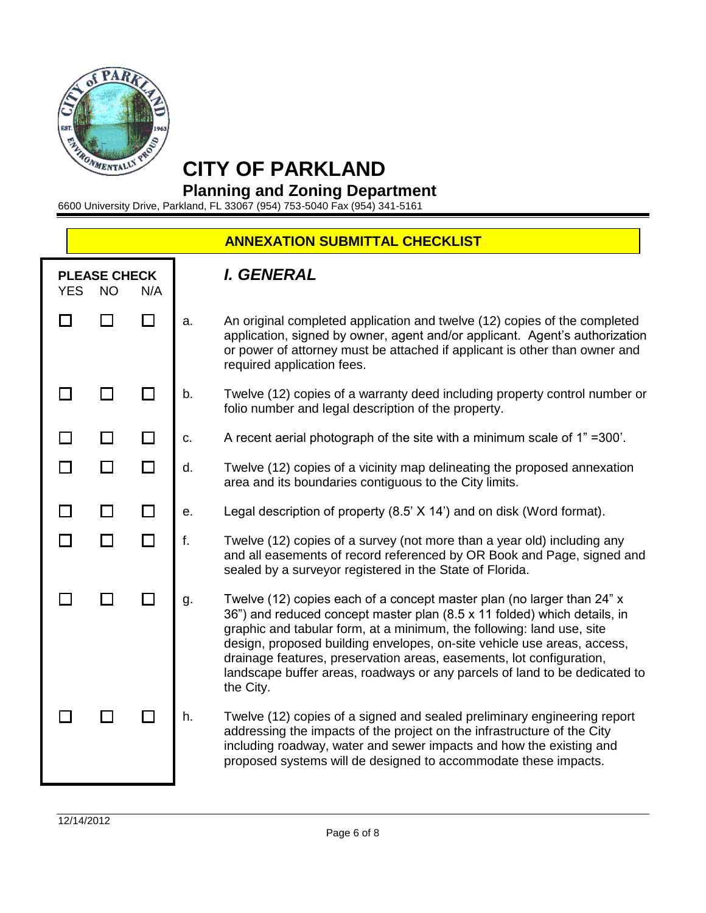# CITY OF PARKLAND

## Planning and Zoning Department

6600 University Drive, Parkland, FL 33067 (954) 753-5040 Fax (954) 341-5161

## ANNEXATION SUBMITTAL CHECKLIST

| PLEASE CHECK YES | NO | N/A | | ***I. GENERAL*** |
|---|---|---|---|---|
| ☐ | ☐ | ☐ | a. | An original completed application and twelve (12) copies of the completed application, signed by owner, agent and/or applicant. Agent's authorization or power of attorney must be attached if applicant is other than owner and required application fees. |
| ☐ | ☐ | ☐ | b. | Twelve (12) copies of a warranty deed including property control number or folio number and legal description of the property. |
| ☐ | ☐ | ☐ | c. | A recent aerial photograph of the site with a minimum scale of 1" =300'. |
| ☐ | ☐ | ☐ | d. | Twelve (12) copies of a vicinity map delineating the proposed annexation area and its boundaries contiguous to the City limits. |
| ☐ | ☐ | ☐ | e. | Legal description of property (8.5' X 14') and on disk (Word format). |
| ☐ | ☐ | ☐ | f. | Twelve (12) copies of a survey (not more than a year old) including any and all easements of record referenced by OR Book and Page, signed and sealed by a surveyor registered in the State of Florida. |
| ☐ | ☐ | ☐ | g. | Twelve (12) copies each of a concept master plan (no larger than 24" x 36") and reduced concept master plan (8.5 x 11 folded) which details, in graphic and tabular form, at a minimum, the following: land use, site design, proposed building envelopes, on-site vehicle use areas, access, drainage features, preservation areas, easements, lot configuration, landscape buffer areas, roadways or any parcels of land to be dedicated to the City. |
| ☐ | ☐ | ☐ | h. | Twelve (12) copies of a signed and sealed preliminary engineering report addressing the impacts of the project on the infrastructure of the City including roadway, water and sewer impacts and how the existing and proposed systems will de designed to accommodate these impacts. |

12/14/2012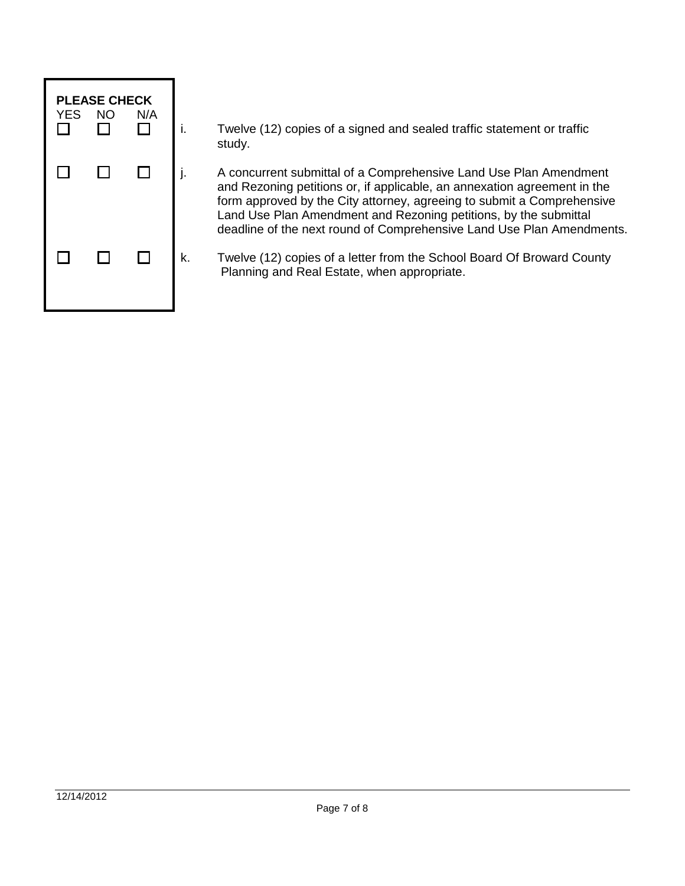| PLEASE CHECK | | | | |
|---|---|---|---|---|
| YES | NO | N/A | | |
| ☐ | ☐ | ☐ | i. | Twelve (12) copies of a signed and sealed traffic statement or traffic study. |
| ☐ | ☐ | ☐ | j. | A concurrent submittal of a Comprehensive Land Use Plan Amendment and Rezoning petitions or, if applicable, an annexation agreement in the form approved by the City attorney, agreeing to submit a Comprehensive Land Use Plan Amendment and Rezoning petitions, by the submittal deadline of the next round of Comprehensive Land Use Plan Amendments. |
| ☐ | ☐ | ☐ | k. | Twelve (12) copies of a letter from the School Board Of Broward County Planning and Real Estate, when appropriate. |

12/14/2012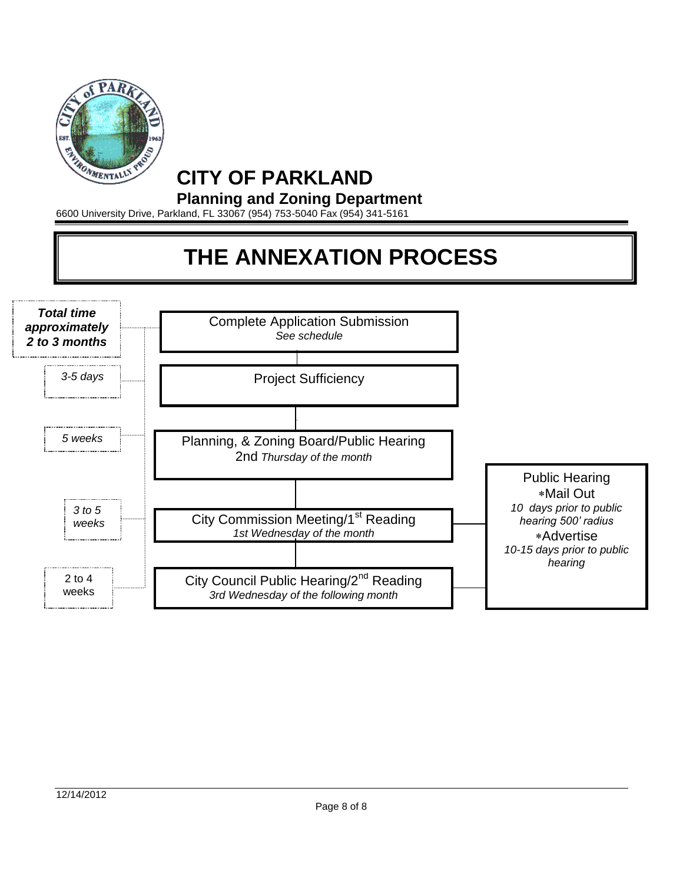# CITY OF PARKLAND

## Planning and Zoning Department

6600 University Drive, Parkland, FL 33067 (954) 753-5040 Fax (954) 341-5161

# THE ANNEXATION PROCESS

***Total time approximately 2 to 3 months***

Complete Application Submission
*See schedule*

*3-5 days*

Project Sufficiency

*5 weeks*

Planning, & Zoning Board/Public Hearing
2nd *Thursday of the month*

*3 to 5 weeks*

City Commission Meeting/1st Reading
*1st Wednesday of the month*

2 to 4 weeks

City Council Public Hearing/2nd Reading
*3rd Wednesday of the following month*

Public Hearing
∗Mail Out
*10 days prior to public hearing 500' radius*
∗Advertise
*10-15 days prior to public hearing*

12/14/2012